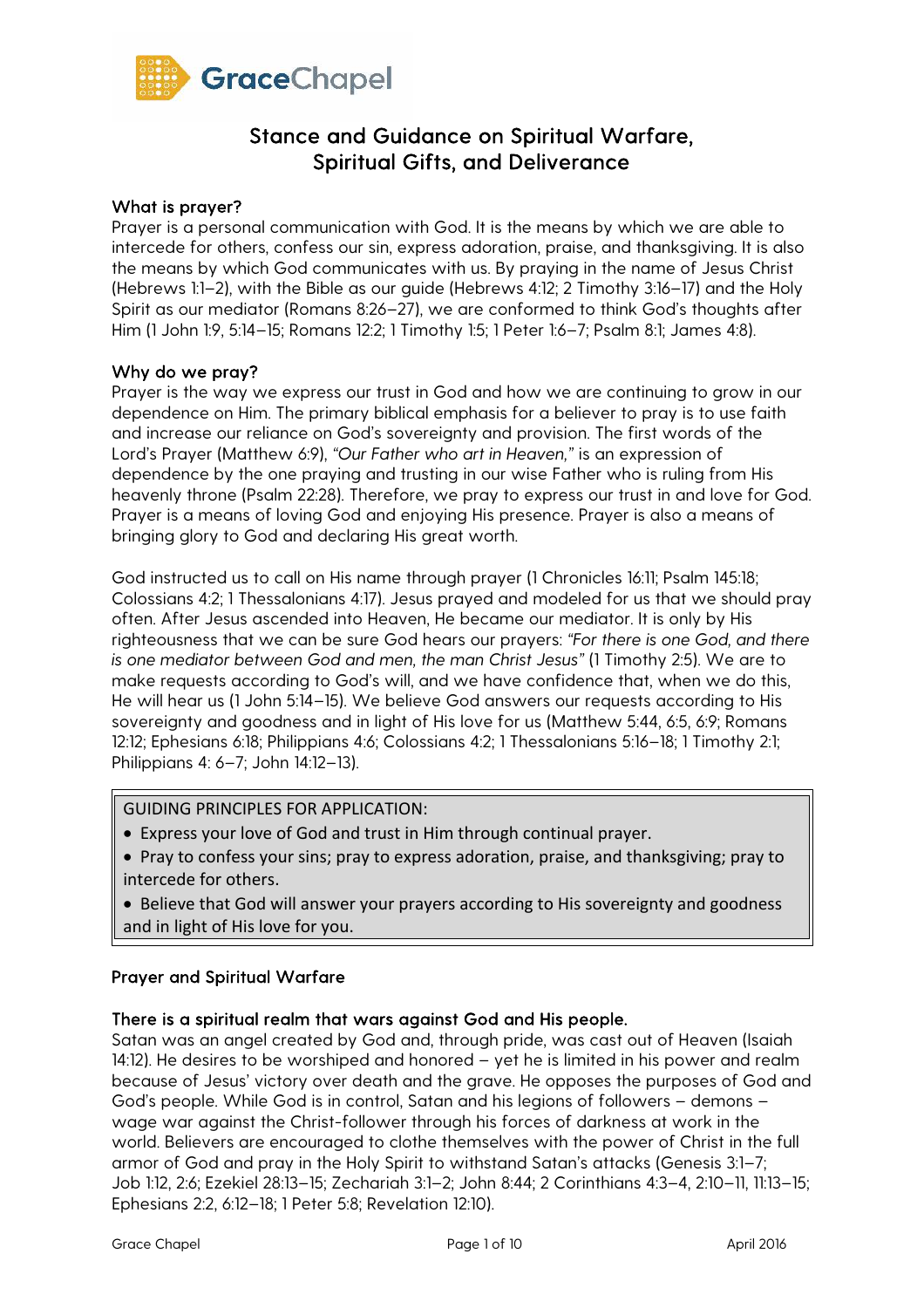GraceChapel

# Stance and Guidance on Spiritual Warfare, Spiritual Gifts, and Deliverance

### What is prayer?

Prayer is a personal communication with God. It is the means by which we are able to intercede for others, confess our sin, express adoration, praise, and thanksgiving. It is also the means by which God communicates with us. By praying in the name of Jesus Christ (Hebrews 1:1–2), with the Bible as our guide (Hebrews 4:12; 2 Timothy 3:16–17) and the Holy Spirit as our mediator (Romans 8:26–27), we are conformed to think God's thoughts after Him (1 John 1:9, 5:14–15; Romans 12:2; 1 Timothy 1:5; 1 Peter 1:6–7; Psalm 8:1; James 4:8).

### Why do we pray?

Prayer is the way we express our trust in God and how we are continuing to grow in our dependence on Him. The primary biblical emphasis for a believer to pray is to use faith and increase our reliance on God's sovereignty and provision. The first words of the Lord's Prayer (Matthew 6:9), *"Our Father who art in Heaven,"* is an expression of dependence by the one praying and trusting in our wise Father who is ruling from His heavenly throne (Psalm 22:28). Therefore, we pray to express our trust in and love for God. Prayer is a means of loving God and enjoying His presence. Prayer is also a means of bringing glory to God and declaring His great worth.

God instructed us to call on His name through prayer (1 Chronicles 16:11; Psalm 145:18; Colossians 4:2; 1 Thessalonians 4:17). Jesus prayed and modeled for us that we should pray often. After Jesus ascended into Heaven, He became our mediator. It is only by His righteousness that we can be sure God hears our prayers: *"For there is one God, and there is one mediator between God and men, the man Christ Jesus"* (1 Timothy 2:5). We are to make requests according to God's will, and we have confidence that, when we do this, He will hear us (1 John 5:14–15). We believe God answers our requests according to His sovereignty and goodness and in light of His love for us (Matthew 5:44, 6:5, 6:9; Romans 12:12; Ephesians 6:18; Philippians 4:6; Colossians 4:2; 1 Thessalonians 5:16–18; 1 Timothy 2:1; Philippians 4: 6–7; John 14:12–13).

> GUIDING PRINCIPLES FOR APPLICATION:
>
> - Express your love of God and trust in Him through continual prayer.
> - Pray to confess your sins; pray to express adoration, praise, and thanksgiving; pray to intercede for others.
> - Believe that God will answer your prayers according to His sovereignty and goodness and in light of His love for you.

## Prayer and Spiritual Warfare

### There is a spiritual realm that wars against God and His people.

Satan was an angel created by God and, through pride, was cast out of Heaven (Isaiah 14:12). He desires to be worshiped and honored – yet he is limited in his power and realm because of Jesus' victory over death and the grave. He opposes the purposes of God and God's people. While God is in control, Satan and his legions of followers – demons – wage war against the Christ-follower through his forces of darkness at work in the world. Believers are encouraged to clothe themselves with the power of Christ in the full armor of God and pray in the Holy Spirit to withstand Satan's attacks (Genesis 3:1–7; Job 1:12, 2:6; Ezekiel 28:13–15; Zechariah 3:1–2; John 8:44; 2 Corinthians 4:3–4, 2:10–11, 11:13–15; Ephesians 2:2, 6:12–18; 1 Peter 5:8; Revelation 12:10).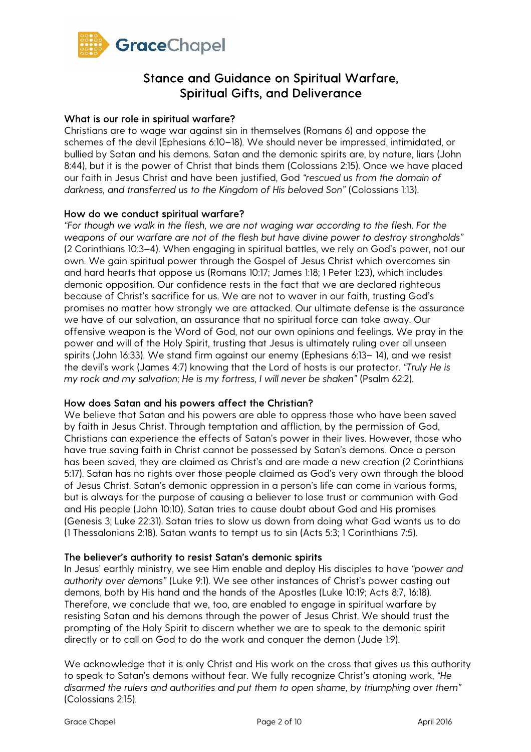# Stance and Guidance on Spiritual Warfare, Spiritual Gifts, and Deliverance

### What is our role in spiritual warfare?

Christians are to wage war against sin in themselves (Romans 6) and oppose the schemes of the devil (Ephesians 6:10–18). We should never be impressed, intimidated, or bullied by Satan and his demons. Satan and the demonic spirits are, by nature, liars (John 8:44), but it is the power of Christ that binds them (Colossians 2:15). Once we have placed our faith in Jesus Christ and have been justified, God *"rescued us from the domain of darkness, and transferred us to the Kingdom of His beloved Son"* (Colossians 1:13).

### How do we conduct spiritual warfare?

*"For though we walk in the flesh, we are not waging war according to the flesh. For the weapons of our warfare are not of the flesh but have divine power to destroy strongholds"* (2 Corinthians 10:3–4). When engaging in spiritual battles, we rely on God's power, not our own. We gain spiritual power through the Gospel of Jesus Christ which overcomes sin and hard hearts that oppose us (Romans 10:17; James 1:18; 1 Peter 1:23), which includes demonic opposition. Our confidence rests in the fact that we are declared righteous because of Christ's sacrifice for us. We are not to waver in our faith, trusting God's promises no matter how strongly we are attacked. Our ultimate defense is the assurance we have of our salvation, an assurance that no spiritual force can take away. Our offensive weapon is the Word of God, not our own opinions and feelings. We pray in the power and will of the Holy Spirit, trusting that Jesus is ultimately ruling over all unseen spirits (John 16:33). We stand firm against our enemy (Ephesians 6:13– 14), and we resist the devil's work (James 4:7) knowing that the Lord of hosts is our protector. *"Truly He is my rock and my salvation; He is my fortress, I will never be shaken"* (Psalm 62:2).

### How does Satan and his powers affect the Christian?

We believe that Satan and his powers are able to oppress those who have been saved by faith in Jesus Christ. Through temptation and affliction, by the permission of God, Christians can experience the effects of Satan's power in their lives. However, those who have true saving faith in Christ cannot be possessed by Satan's demons. Once a person has been saved, they are claimed as Christ's and are made a new creation (2 Corinthians 5:17). Satan has no rights over those people claimed as God's very own through the blood of Jesus Christ. Satan's demonic oppression in a person's life can come in various forms, but is always for the purpose of causing a believer to lose trust or communion with God and His people (John 10:10). Satan tries to cause doubt about God and His promises (Genesis 3; Luke 22:31). Satan tries to slow us down from doing what God wants us to do (1 Thessalonians 2:18). Satan wants to tempt us to sin (Acts 5:3; 1 Corinthians 7:5).

### The believer's authority to resist Satan's demonic spirits

In Jesus' earthly ministry, we see Him enable and deploy His disciples to have *"power and authority over demons"* (Luke 9:1). We see other instances of Christ's power casting out demons, both by His hand and the hands of the Apostles (Luke 10:19; Acts 8:7, 16:18). Therefore, we conclude that we, too, are enabled to engage in spiritual warfare by resisting Satan and his demons through the power of Jesus Christ. We should trust the prompting of the Holy Spirit to discern whether we are to speak to the demonic spirit directly or to call on God to do the work and conquer the demon (Jude 1:9).

We acknowledge that it is only Christ and His work on the cross that gives us this authority to speak to Satan's demons without fear. We fully recognize Christ's atoning work, *"He disarmed the rulers and authorities and put them to open shame, by triumphing over them"* (Colossians 2:15).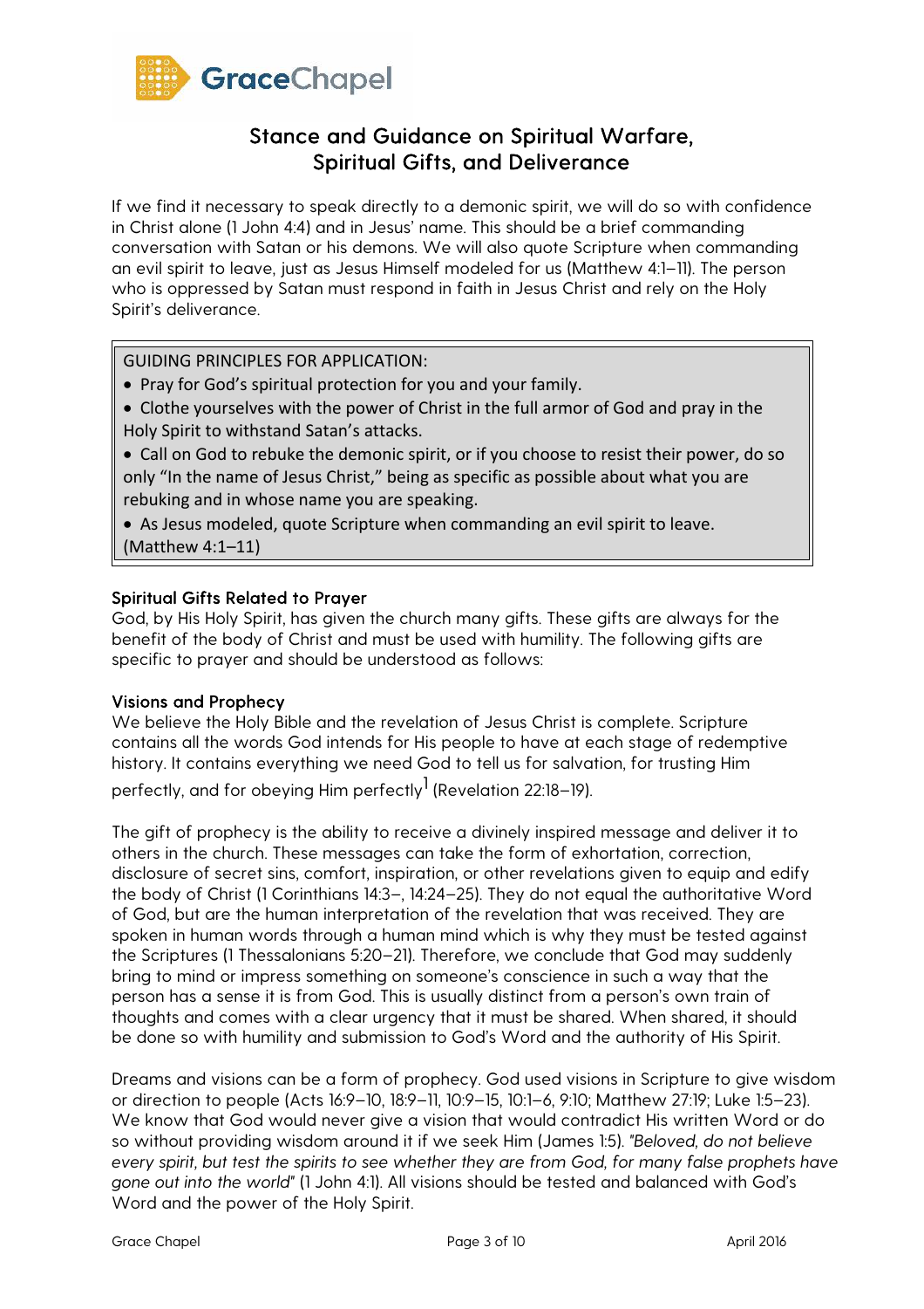# Stance and Guidance on Spiritual Warfare, Spiritual Gifts, and Deliverance

If we find it necessary to speak directly to a demonic spirit, we will do so with confidence in Christ alone (1 John 4:4) and in Jesus' name. This should be a brief commanding conversation with Satan or his demons. We will also quote Scripture when commanding an evil spirit to leave, just as Jesus Himself modeled for us (Matthew 4:1–11). The person who is oppressed by Satan must respond in faith in Jesus Christ and rely on the Holy Spirit's deliverance.

> GUIDING PRINCIPLES FOR APPLICATION:
>
> - Pray for God's spiritual protection for you and your family.
> - Clothe yourselves with the power of Christ in the full armor of God and pray in the Holy Spirit to withstand Satan's attacks.
> - Call on God to rebuke the demonic spirit, or if you choose to resist their power, do so only "In the name of Jesus Christ," being as specific as possible about what you are rebuking and in whose name you are speaking.
> - As Jesus modeled, quote Scripture when commanding an evil spirit to leave. (Matthew 4:1–11)

### Spiritual Gifts Related to Prayer

God, by His Holy Spirit, has given the church many gifts. These gifts are always for the benefit of the body of Christ and must be used with humility. The following gifts are specific to prayer and should be understood as follows:

### Visions and Prophecy

We believe the Holy Bible and the revelation of Jesus Christ is complete. Scripture contains all the words God intends for His people to have at each stage of redemptive history. It contains everything we need God to tell us for salvation, for trusting Him perfectly, and for obeying Him perfectly[1] (Revelation 22:18–19).

The gift of prophecy is the ability to receive a divinely inspired message and deliver it to others in the church. These messages can take the form of exhortation, correction, disclosure of secret sins, comfort, inspiration, or other revelations given to equip and edify the body of Christ (1 Corinthians 14:3–, 14:24–25). They do not equal the authoritative Word of God, but are the human interpretation of the revelation that was received. They are spoken in human words through a human mind which is why they must be tested against the Scriptures (1 Thessalonians 5:20–21). Therefore, we conclude that God may suddenly bring to mind or impress something on someone's conscience in such a way that the person has a sense it is from God. This is usually distinct from a person's own train of thoughts and comes with a clear urgency that it must be shared. When shared, it should be done so with humility and submission to God's Word and the authority of His Spirit.

Dreams and visions can be a form of prophecy. God used visions in Scripture to give wisdom or direction to people (Acts 16:9–10, 18:9–11, 10:9–15, 10:1–6, 9:10; Matthew 27:19; Luke 1:5–23). We know that God would never give a vision that would contradict His written Word or do so without providing wisdom around it if we seek Him (James 1:5). *"Beloved, do not believe every spirit, but test the spirits to see whether they are from God, for many false prophets have gone out into the world"* (1 John 4:1). All visions should be tested and balanced with God's Word and the power of the Holy Spirit.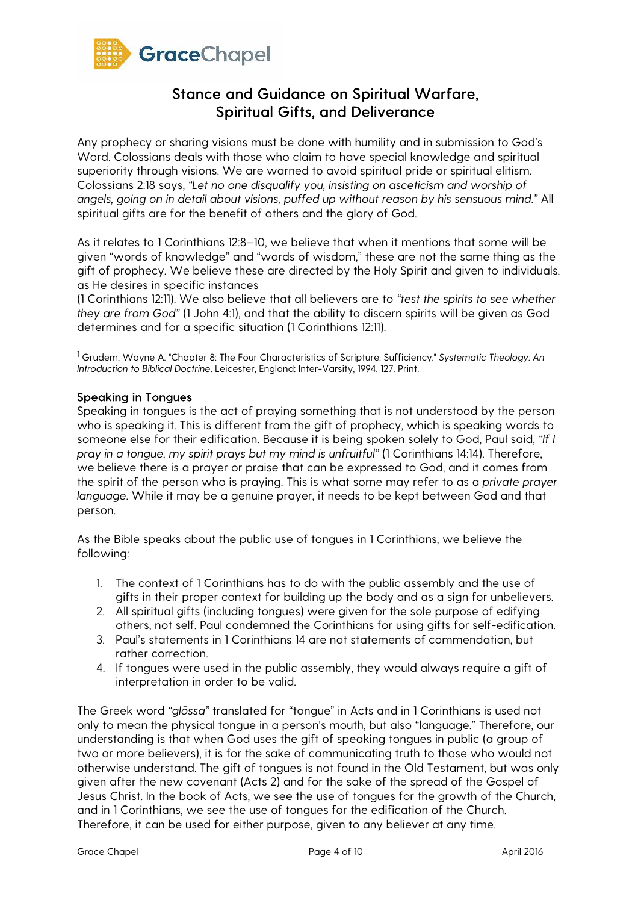# Stance and Guidance on Spiritual Warfare, Spiritual Gifts, and Deliverance

Any prophecy or sharing visions must be done with humility and in submission to God's Word. Colossians deals with those who claim to have special knowledge and spiritual superiority through visions. We are warned to avoid spiritual pride or spiritual elitism. Colossians 2:18 says, *"Let no one disqualify you, insisting on asceticism and worship of angels, going on in detail about visions, puffed up without reason by his sensuous mind."* All spiritual gifts are for the benefit of others and the glory of God.

As it relates to 1 Corinthians 12:8–10, we believe that when it mentions that some will be given "words of knowledge" and "words of wisdom," these are not the same thing as the gift of prophecy. We believe these are directed by the Holy Spirit and given to individuals, as He desires in specific instances
(1 Corinthians 12:11). We also believe that all believers are to *"test the spirits to see whether they are from God"* (1 John 4:1), and that the ability to discern spirits will be given as God determines and for a specific situation (1 Corinthians 12:11).

[1] Grudem, Wayne A. "Chapter 8: The Four Characteristics of Scripture: Sufficiency." *Systematic Theology: An Introduction to Biblical Doctrine*. Leicester, England: Inter-Varsity, 1994. 127. Print.

## Speaking in Tongues

Speaking in tongues is the act of praying something that is not understood by the person who is speaking it. This is different from the gift of prophecy, which is speaking words to someone else for their edification. Because it is being spoken solely to God, Paul said, *"If I pray in a tongue, my spirit prays but my mind is unfruitful"* (1 Corinthians 14:14). Therefore, we believe there is a prayer or praise that can be expressed to God, and it comes from the spirit of the person who is praying. This is what some may refer to as a *private prayer language*. While it may be a genuine prayer, it needs to be kept between God and that person.

As the Bible speaks about the public use of tongues in 1 Corinthians, we believe the following:

1. The context of 1 Corinthians has to do with the public assembly and the use of gifts in their proper context for building up the body and as a sign for unbelievers.
2. All spiritual gifts (including tongues) were given for the sole purpose of edifying others, not self. Paul condemned the Corinthians for using gifts for self-edification.
3. Paul's statements in 1 Corinthians 14 are not statements of commendation, but rather correction.
4. If tongues were used in the public assembly, they would always require a gift of interpretation in order to be valid.

The Greek word *"glōssa"* translated for "tongue" in Acts and in 1 Corinthians is used not only to mean the physical tongue in a person's mouth, but also "language." Therefore, our understanding is that when God uses the gift of speaking tongues in public (a group of two or more believers), it is for the sake of communicating truth to those who would not otherwise understand. The gift of tongues is not found in the Old Testament, but was only given after the new covenant (Acts 2) and for the sake of the spread of the Gospel of Jesus Christ. In the book of Acts, we see the use of tongues for the growth of the Church, and in 1 Corinthians, we see the use of tongues for the edification of the Church. Therefore, it can be used for either purpose, given to any believer at any time.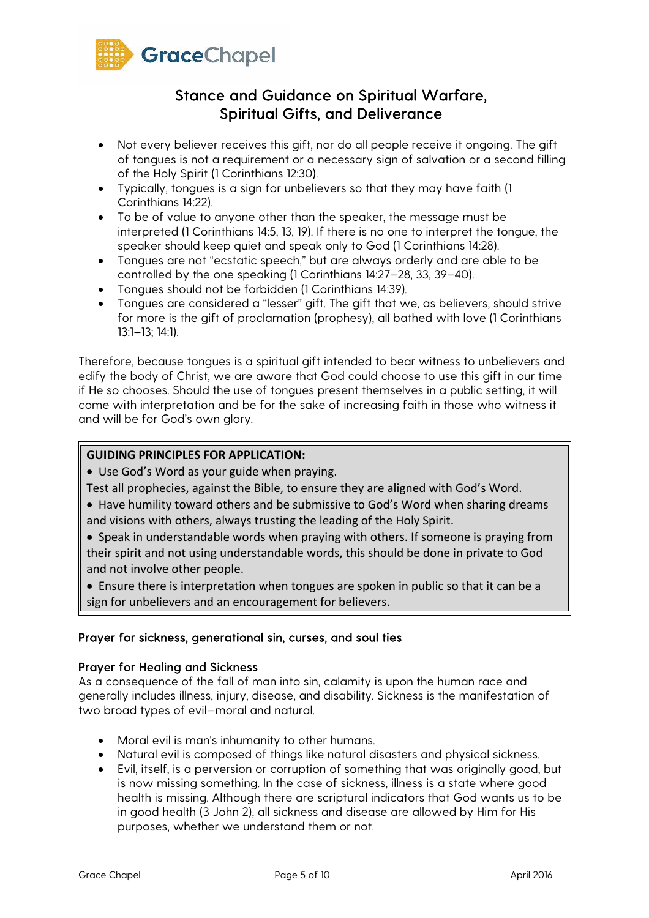## Stance and Guidance on Spiritual Warfare, Spiritual Gifts, and Deliverance

- Not every believer receives this gift, nor do all people receive it ongoing. The gift of tongues is not a requirement or a necessary sign of salvation or a second filling of the Holy Spirit (1 Corinthians 12:30).
- Typically, tongues is a sign for unbelievers so that they may have faith (1 Corinthians 14:22).
- To be of value to anyone other than the speaker, the message must be interpreted (1 Corinthians 14:5, 13, 19). If there is no one to interpret the tongue, the speaker should keep quiet and speak only to God (1 Corinthians 14:28).
- Tongues are not "ecstatic speech," but are always orderly and are able to be controlled by the one speaking (1 Corinthians 14:27–28, 33, 39–40).
- Tongues should not be forbidden (1 Corinthians 14:39).
- Tongues are considered a "lesser" gift. The gift that we, as believers, should strive for more is the gift of proclamation (prophesy), all bathed with love (1 Corinthians 13:1–13; 14:1).

Therefore, because tongues is a spiritual gift intended to bear witness to unbelievers and edify the body of Christ, we are aware that God could choose to use this gift in our time if He so chooses. Should the use of tongues present themselves in a public setting, it will come with interpretation and be for the sake of increasing faith in those who witness it and will be for God's own glory.

**GUIDING PRINCIPLES FOR APPLICATION:**

- Use God's Word as your guide when praying.

Test all prophecies, against the Bible, to ensure they are aligned with God's Word.

- Have humility toward others and be submissive to God's Word when sharing dreams and visions with others, always trusting the leading of the Holy Spirit.
- Speak in understandable words when praying with others. If someone is praying from their spirit and not using understandable words, this should be done in private to God and not involve other people.
- Ensure there is interpretation when tongues are spoken in public so that it can be a sign for unbelievers and an encouragement for believers.

### Prayer for sickness, generational sin, curses, and soul ties

#### Prayer for Healing and Sickness

As a consequence of the fall of man into sin, calamity is upon the human race and generally includes illness, injury, disease, and disability. Sickness is the manifestation of two broad types of evil—moral and natural.

- Moral evil is man's inhumanity to other humans.
- Natural evil is composed of things like natural disasters and physical sickness.
- Evil, itself, is a perversion or corruption of something that was originally good, but is now missing something. In the case of sickness, illness is a state where good health is missing. Although there are scriptural indicators that God wants us to be in good health (3 John 2), all sickness and disease are allowed by Him for His purposes, whether we understand them or not.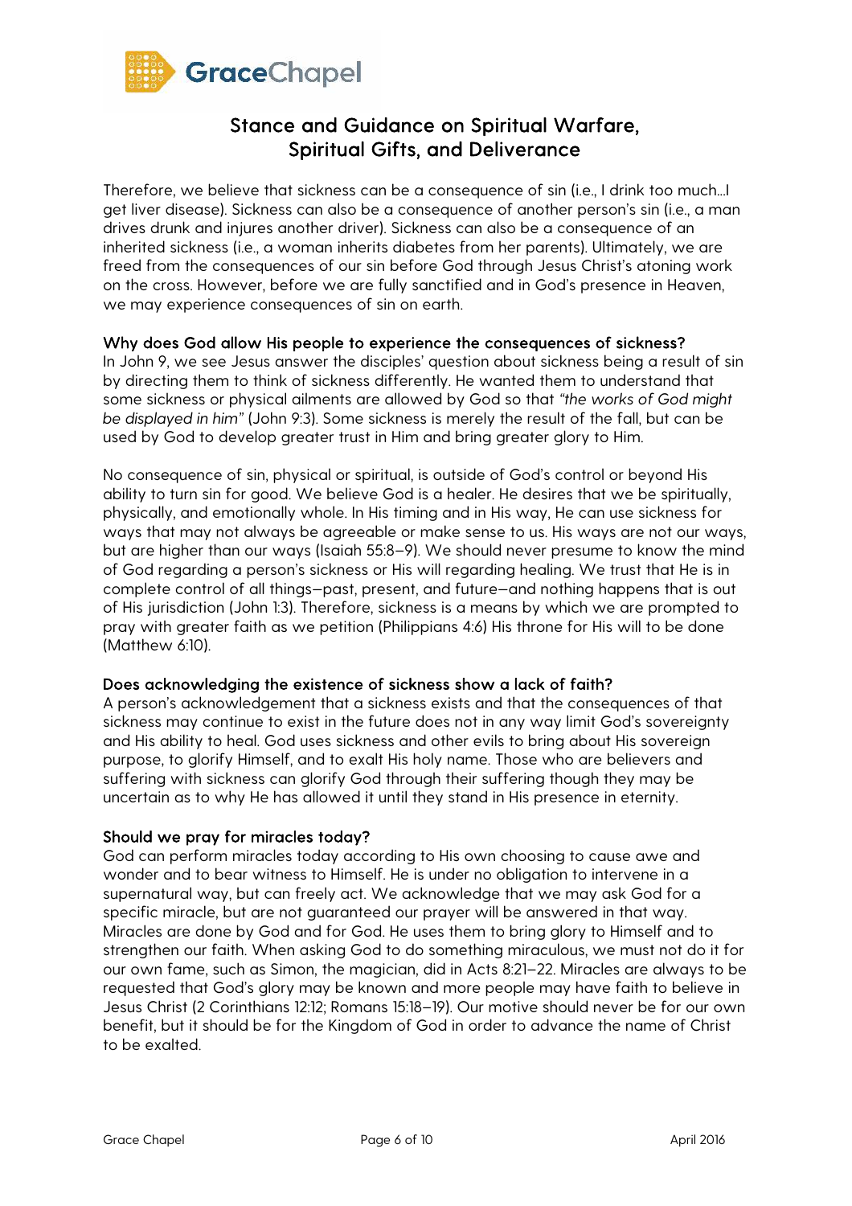# Stance and Guidance on Spiritual Warfare, Spiritual Gifts, and Deliverance

Therefore, we believe that sickness can be a consequence of sin (i.e., I drink too much…I get liver disease). Sickness can also be a consequence of another person's sin (i.e., a man drives drunk and injures another driver). Sickness can also be a consequence of an inherited sickness (i.e., a woman inherits diabetes from her parents). Ultimately, we are freed from the consequences of our sin before God through Jesus Christ's atoning work on the cross. However, before we are fully sanctified and in God's presence in Heaven, we may experience consequences of sin on earth.

**Why does God allow His people to experience the consequences of sickness?**

In John 9, we see Jesus answer the disciples' question about sickness being a result of sin by directing them to think of sickness differently. He wanted them to understand that some sickness or physical ailments are allowed by God so that *"the works of God might be displayed in him"* (John 9:3). Some sickness is merely the result of the fall, but can be used by God to develop greater trust in Him and bring greater glory to Him.

No consequence of sin, physical or spiritual, is outside of God's control or beyond His ability to turn sin for good. We believe God is a healer. He desires that we be spiritually, physically, and emotionally whole. In His timing and in His way, He can use sickness for ways that may not always be agreeable or make sense to us. His ways are not our ways, but are higher than our ways (Isaiah 55:8–9). We should never presume to know the mind of God regarding a person's sickness or His will regarding healing. We trust that He is in complete control of all things—past, present, and future—and nothing happens that is out of His jurisdiction (John 1:3). Therefore, sickness is a means by which we are prompted to pray with greater faith as we petition (Philippians 4:6) His throne for His will to be done (Matthew 6:10).

**Does acknowledging the existence of sickness show a lack of faith?**

A person's acknowledgement that a sickness exists and that the consequences of that sickness may continue to exist in the future does not in any way limit God's sovereignty and His ability to heal. God uses sickness and other evils to bring about His sovereign purpose, to glorify Himself, and to exalt His holy name. Those who are believers and suffering with sickness can glorify God through their suffering though they may be uncertain as to why He has allowed it until they stand in His presence in eternity.

**Should we pray for miracles today?**

God can perform miracles today according to His own choosing to cause awe and wonder and to bear witness to Himself. He is under no obligation to intervene in a supernatural way, but can freely act. We acknowledge that we may ask God for a specific miracle, but are not guaranteed our prayer will be answered in that way. Miracles are done by God and for God. He uses them to bring glory to Himself and to strengthen our faith. When asking God to do something miraculous, we must not do it for our own fame, such as Simon, the magician, did in Acts 8:21–22. Miracles are always to be requested that God's glory may be known and more people may have faith to believe in Jesus Christ (2 Corinthians 12:12; Romans 15:18–19). Our motive should never be for our own benefit, but it should be for the Kingdom of God in order to advance the name of Christ to be exalted.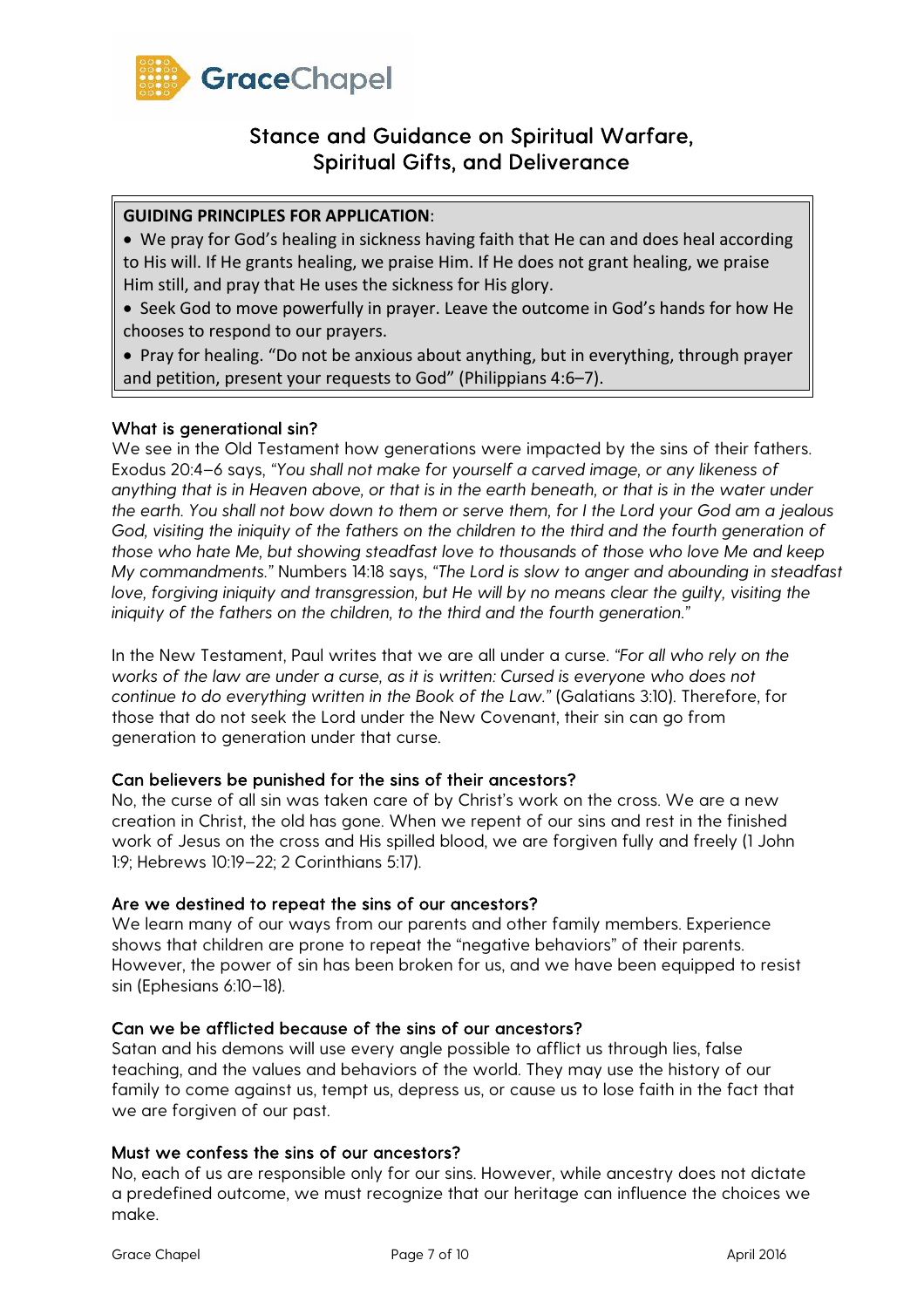## Stance and Guidance on Spiritual Warfare, Spiritual Gifts, and Deliverance

> **GUIDING PRINCIPLES FOR APPLICATION**:
>
> - We pray for God's healing in sickness having faith that He can and does heal according to His will. If He grants healing, we praise Him. If He does not grant healing, we praise Him still, and pray that He uses the sickness for His glory.
> - Seek God to move powerfully in prayer. Leave the outcome in God's hands for how He chooses to respond to our prayers.
> - Pray for healing. "Do not be anxious about anything, but in everything, through prayer and petition, present your requests to God" (Philippians 4:6–7).

### What is generational sin?

We see in the Old Testament how generations were impacted by the sins of their fathers. Exodus 20:4–6 says, *"You shall not make for yourself a carved image, or any likeness of anything that is in Heaven above, or that is in the earth beneath, or that is in the water under the earth. You shall not bow down to them or serve them, for I the Lord your God am a jealous God, visiting the iniquity of the fathers on the children to the third and the fourth generation of those who hate Me, but showing steadfast love to thousands of those who love Me and keep My commandments."* Numbers 14:18 says, *"The Lord is slow to anger and abounding in steadfast love, forgiving iniquity and transgression, but He will by no means clear the guilty, visiting the iniquity of the fathers on the children, to the third and the fourth generation."*

In the New Testament, Paul writes that we are all under a curse. *"For all who rely on the works of the law are under a curse, as it is written: Cursed is everyone who does not continue to do everything written in the Book of the Law."* (Galatians 3:10). Therefore, for those that do not seek the Lord under the New Covenant, their sin can go from generation to generation under that curse.

### Can believers be punished for the sins of their ancestors?

No, the curse of all sin was taken care of by Christ's work on the cross. We are a new creation in Christ, the old has gone. When we repent of our sins and rest in the finished work of Jesus on the cross and His spilled blood, we are forgiven fully and freely (1 John 1:9; Hebrews 10:19–22; 2 Corinthians 5:17).

### Are we destined to repeat the sins of our ancestors?

We learn many of our ways from our parents and other family members. Experience shows that children are prone to repeat the "negative behaviors" of their parents. However, the power of sin has been broken for us, and we have been equipped to resist sin (Ephesians 6:10–18).

### Can we be afflicted because of the sins of our ancestors?

Satan and his demons will use every angle possible to afflict us through lies, false teaching, and the values and behaviors of the world. They may use the history of our family to come against us, tempt us, depress us, or cause us to lose faith in the fact that we are forgiven of our past.

### Must we confess the sins of our ancestors?

No, each of us are responsible only for our sins. However, while ancestry does not dictate a predefined outcome, we must recognize that our heritage can influence the choices we make.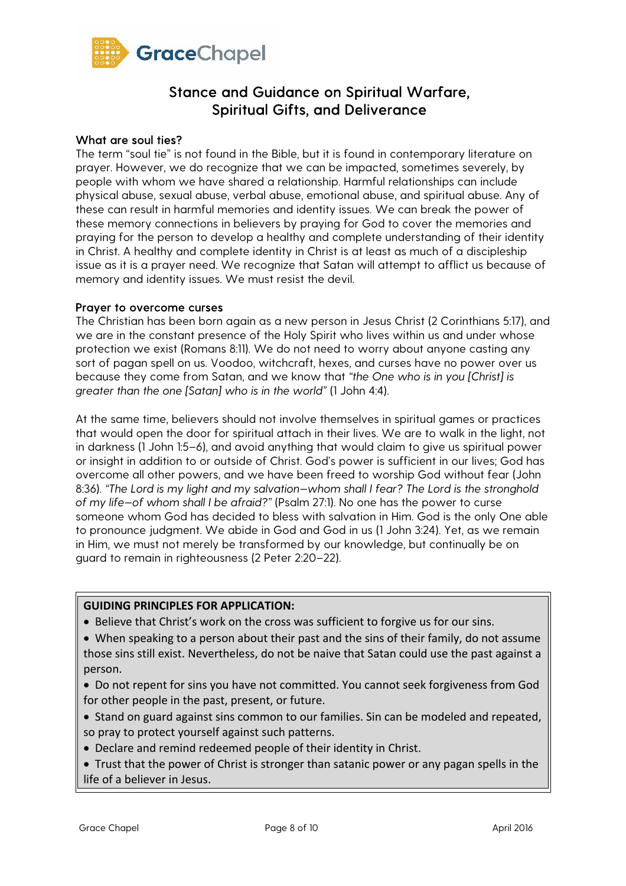GraceChapel

# Stance and Guidance on Spiritual Warfare, Spiritual Gifts, and Deliverance

### What are soul ties?

The term "soul tie" is not found in the Bible, but it is found in contemporary literature on prayer. However, we do recognize that we can be impacted, sometimes severely, by people with whom we have shared a relationship. Harmful relationships can include physical abuse, sexual abuse, verbal abuse, emotional abuse, and spiritual abuse. Any of these can result in harmful memories and identity issues. We can break the power of these memory connections in believers by praying for God to cover the memories and praying for the person to develop a healthy and complete understanding of their identity in Christ. A healthy and complete identity in Christ is at least as much of a discipleship issue as it is a prayer need. We recognize that Satan will attempt to afflict us because of memory and identity issues. We must resist the devil.

### Prayer to overcome curses

The Christian has been born again as a new person in Jesus Christ (2 Corinthians 5:17), and we are in the constant presence of the Holy Spirit who lives within us and under whose protection we exist (Romans 8:11). We do not need to worry about anyone casting any sort of pagan spell on us. Voodoo, witchcraft, hexes, and curses have no power over us because they come from Satan, and we know that *"the One who is in you [Christ] is greater than the one [Satan] who is in the world"* (1 John 4:4).

At the same time, believers should not involve themselves in spiritual games or practices that would open the door for spiritual attach in their lives. We are to walk in the light, not in darkness (1 John 1:5–6), and avoid anything that would claim to give us spiritual power or insight in addition to or outside of Christ. God's power is sufficient in our lives; God has overcome all other powers, and we have been freed to worship God without fear (John 8:36). *"The Lord is my light and my salvation—whom shall I fear? The Lord is the stronghold of my life—of whom shall I be afraid?"* (Psalm 27:1). No one has the power to curse someone whom God has decided to bless with salvation in Him. God is the only One able to pronounce judgment. We abide in God and God in us (1 John 3:24). Yet, as we remain in Him, we must not merely be transformed by our knowledge, but continually be on guard to remain in righteousness (2 Peter 2:20–22).

**GUIDING PRINCIPLES FOR APPLICATION:**

- Believe that Christ's work on the cross was sufficient to forgive us for our sins.
- When speaking to a person about their past and the sins of their family, do not assume those sins still exist. Nevertheless, do not be naive that Satan could use the past against a person.
- Do not repent for sins you have not committed. You cannot seek forgiveness from God for other people in the past, present, or future.
- Stand on guard against sins common to our families. Sin can be modeled and repeated, so pray to protect yourself against such patterns.
- Declare and remind redeemed people of their identity in Christ.
- Trust that the power of Christ is stronger than satanic power or any pagan spells in the life of a believer in Jesus.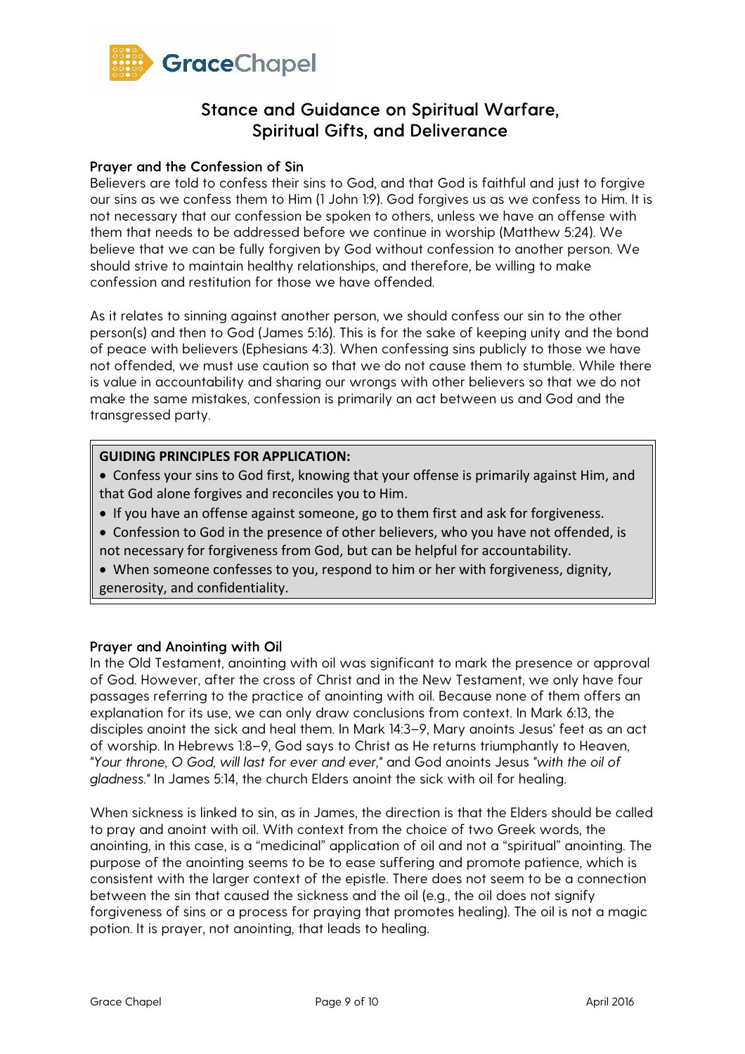# Stance and Guidance on Spiritual Warfare, Spiritual Gifts, and Deliverance

### Prayer and the Confession of Sin

Believers are told to confess their sins to God, and that God is faithful and just to forgive our sins as we confess them to Him (1 John 1:9). God forgives us as we confess to Him. It is not necessary that our confession be spoken to others, unless we have an offense with them that needs to be addressed before we continue in worship (Matthew 5:24). We believe that we can be fully forgiven by God without confession to another person. We should strive to maintain healthy relationships, and therefore, be willing to make confession and restitution for those we have offended.

As it relates to sinning against another person, we should confess our sin to the other person(s) and then to God (James 5:16). This is for the sake of keeping unity and the bond of peace with believers (Ephesians 4:3). When confessing sins publicly to those we have not offended, we must use caution so that we do not cause them to stumble. While there is value in accountability and sharing our wrongs with other believers so that we do not make the same mistakes, confession is primarily an act between us and God and the transgressed party.

**GUIDING PRINCIPLES FOR APPLICATION:**

- Confess your sins to God first, knowing that your offense is primarily against Him, and that God alone forgives and reconciles you to Him.
- If you have an offense against someone, go to them first and ask for forgiveness.
- Confession to God in the presence of other believers, who you have not offended, is not necessary for forgiveness from God, but can be helpful for accountability.
- When someone confesses to you, respond to him or her with forgiveness, dignity, generosity, and confidentiality.

### Prayer and Anointing with Oil

In the Old Testament, anointing with oil was significant to mark the presence or approval of God. However, after the cross of Christ and in the New Testament, we only have four passages referring to the practice of anointing with oil. Because none of them offers an explanation for its use, we can only draw conclusions from context. In Mark 6:13, the disciples anoint the sick and heal them. In Mark 14:3–9, Mary anoints Jesus' feet as an act of worship. In Hebrews 1:8–9, God says to Christ as He returns triumphantly to Heaven, "*Your throne, O God, will last for ever and ever,*" and God anoints Jesus "*with the oil of gladness.*" In James 5:14, the church Elders anoint the sick with oil for healing.

When sickness is linked to sin, as in James, the direction is that the Elders should be called to pray and anoint with oil. With context from the choice of two Greek words, the anointing, in this case, is a "medicinal" application of oil and not a "spiritual" anointing. The purpose of the anointing seems to be to ease suffering and promote patience, which is consistent with the larger context of the epistle. There does not seem to be a connection between the sin that caused the sickness and the oil (e.g., the oil does not signify forgiveness of sins or a process for praying that promotes healing). The oil is not a magic potion. It is prayer, not anointing, that leads to healing.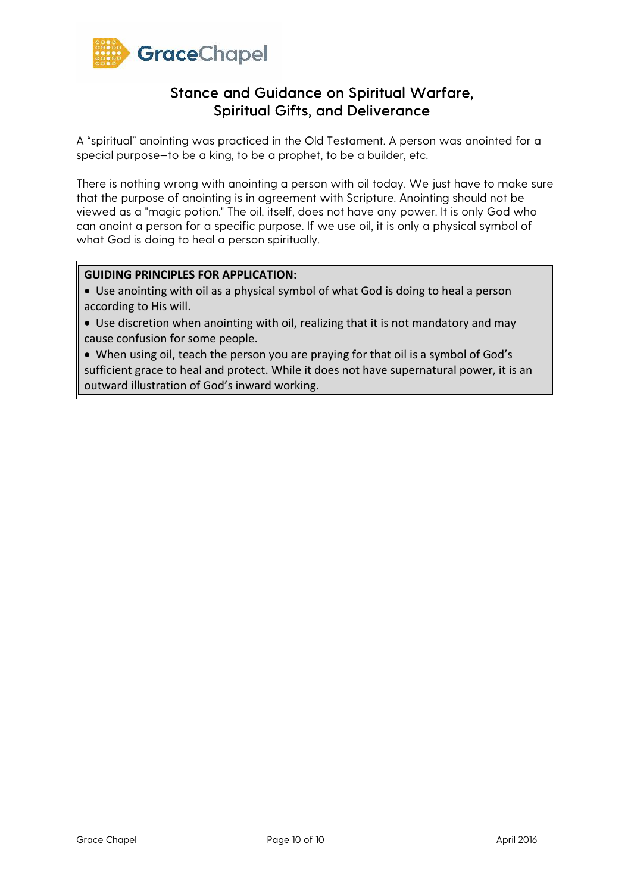## Stance and Guidance on Spiritual Warfare, Spiritual Gifts, and Deliverance

A "spiritual" anointing was practiced in the Old Testament. A person was anointed for a special purpose—to be a king, to be a prophet, to be a builder, etc.

There is nothing wrong with anointing a person with oil today. We just have to make sure that the purpose of anointing is in agreement with Scripture. Anointing should not be viewed as a "magic potion." The oil, itself, does not have any power. It is only God who can anoint a person for a specific purpose. If we use oil, it is only a physical symbol of what God is doing to heal a person spiritually.

**GUIDING PRINCIPLES FOR APPLICATION:**

- Use anointing with oil as a physical symbol of what God is doing to heal a person according to His will.
- Use discretion when anointing with oil, realizing that it is not mandatory and may cause confusion for some people.
- When using oil, teach the person you are praying for that oil is a symbol of God's sufficient grace to heal and protect. While it does not have supernatural power, it is an outward illustration of God's inward working.